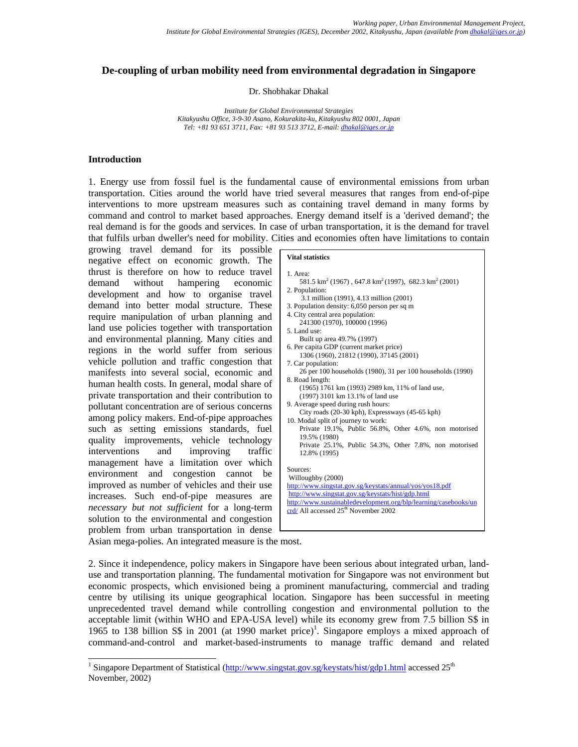*Working paper, Urban Environmental Management Project, Institute for Global Environmental Strategies (IGES), December 2002, Kitakyushu, Japan (available from dhakal@iges.or.jp)*

# De-coupling of urban mobility need from environmental degradation in Singapore

Dr. Shobhakar Dhakal

*Institute for Global Environmental Strategies*
*Kitakyushu Office, 3-9-30 Asano, Kokurakita-ku, Kitakyushu 802 0001, Japan*
*Tel: +81 93 651 3711, Fax: +81 93 513 3712, E-mail: dhakal@iges.or.jp*

## Introduction

1. Energy use from fossil fuel is the fundamental cause of environmental emissions from urban transportation. Cities around the world have tried several measures that ranges from end-of-pipe interventions to more upstream measures such as containing travel demand in many forms by command and control to market based approaches. Energy demand itself is a 'derived demand'; the real demand is for the goods and services. In case of urban transportation, it is the demand for travel that fulfils urban dweller's need for mobility. Cities and economies often have limitations to contain growing travel demand for its possible negative effect on economic growth. The thrust is therefore on how to reduce travel demand without hampering economic development and how to organise travel demand into better modal structure. These require manipulation of urban planning and land use policies together with transportation and environmental planning. Many cities and regions in the world suffer from serious vehicle pollution and traffic congestion that manifests into several social, economic and human health costs. In general, modal share of private transportation and their contribution to pollutant concentration are of serious concerns among policy makers. End-of-pipe approaches such as setting emissions standards, fuel quality improvements, vehicle technology interventions and improving traffic management have a limitation over which environment and congestion cannot be improved as number of vehicles and their use increases. Such end-of-pipe measures are *necessary but not sufficient* for a long-term solution to the environmental and congestion problem from urban transportation in dense Asian mega-polies. An integrated measure is the most.

> **Vital statistics**
>
> 1. Area:
>    581.5 km$^2$ (1967) , 647.8 km$^2$ (1997), 682.3 km$^2$ (2001)
> 2. Population:
>    3.1 million (1991), 4.13 million (2001)
> 3. Population density: 6,050 person per sq m
> 4. City central area population:
>    241300 (1970), 100000 (1996)
> 5. Land use:
>    Built up area 49.7% (1997)
> 6. Per capita GDP (current market price)
>    1306 (1960), 21812 (1990), 37145 (2001)
> 7. Car population:
>    26 per 100 households (1980), 31 per 100 households (1990)
> 8. Road length:
>    (1965) 1761 km (1993) 2989 km, 11% of land use,
>    (1997) 3101 km 13.1% of land use
> 9. Average speed during rush hours:
>    City roads (20-30 kph), Expressways (45-65 kph)
> 10. Modal split of journey to work:
>    Private 19.1%, Public 56.8%, Other 4.6%, non motorised 19.5% (1980)
>    Private 25.1%, Public 54.3%, Other 7.8%, non motorised 12.8% (1995)
>
> Sources:
> Willoughby (2000)
> http://www.singstat.gov.sg/keystats/annual/yos/yos18.pdf
> http://www.singstat.gov.sg/keystats/hist/gdp.html
> http://www.sustainabledevelopment.org/blp/learning/casebooks/uncrd/ All accessed 25th November 2002

2. Since it independence, policy makers in Singapore have been serious about integrated urban, land-use and transportation planning. The fundamental motivation for Singapore was not environment but economic prospects, which envisioned being a prominent manufacturing, commercial and trading centre by utilising its unique geographical location. Singapore has been successful in meeting unprecedented travel demand while controlling congestion and environmental pollution to the acceptable limit (within WHO and EPA-USA level) while its economy grew from 7.5 billion S$ in 1965 to 138 billion S$ in 2001 (at 1990 market price)[1]. Singapore employs a mixed approach of command-and-control and market-based-instruments to manage traffic demand and related

[1] Singapore Department of Statistical (http://www.singstat.gov.sg/keystats/hist/gdp1.html accessed 25th November, 2002)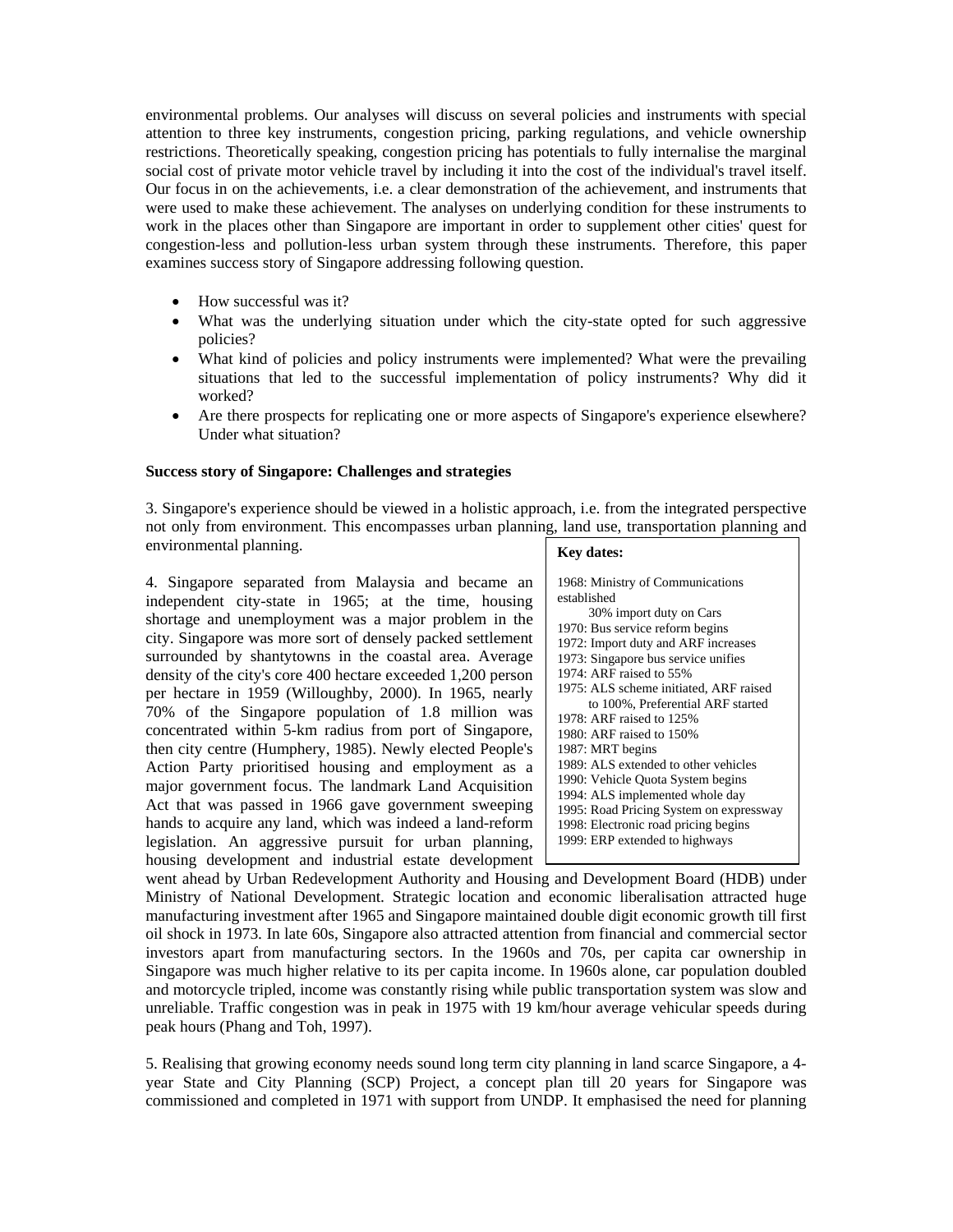environmental problems. Our analyses will discuss on several policies and instruments with special attention to three key instruments, congestion pricing, parking regulations, and vehicle ownership restrictions. Theoretically speaking, congestion pricing has potentials to fully internalise the marginal social cost of private motor vehicle travel by including it into the cost of the individual's travel itself. Our focus in on the achievements, i.e. a clear demonstration of the achievement, and instruments that were used to make these achievement. The analyses on underlying condition for these instruments to work in the places other than Singapore are important in order to supplement other cities' quest for congestion-less and pollution-less urban system through these instruments. Therefore, this paper examines success story of Singapore addressing following question.

- How successful was it?
- What was the underlying situation under which the city-state opted for such aggressive policies?
- What kind of policies and policy instruments were implemented? What were the prevailing situations that led to the successful implementation of policy instruments? Why did it worked?
- Are there prospects for replicating one or more aspects of Singapore's experience elsewhere? Under what situation?

**Success story of Singapore: Challenges and strategies**

3. Singapore's experience should be viewed in a holistic approach, i.e. from the integrated perspective not only from environment. This encompasses urban planning, land use, transportation planning and environmental planning.

4. Singapore separated from Malaysia and became an independent city-state in 1965; at the time, housing shortage and unemployment was a major problem in the city. Singapore was more sort of densely packed settlement surrounded by shantytowns in the coastal area. Average density of the city's core 400 hectare exceeded 1,200 person per hectare in 1959 (Willoughby, 2000). In 1965, nearly 70% of the Singapore population of 1.8 million was concentrated within 5-km radius from port of Singapore, then city centre (Humphery, 1985). Newly elected People's Action Party prioritised housing and employment as a major government focus. The landmark Land Acquisition Act that was passed in 1966 gave government sweeping hands to acquire any land, which was indeed a land-reform legislation. An aggressive pursuit for urban planning, housing development and industrial estate development went ahead by Urban Redevelopment Authority and Housing and Development Board (HDB) under Ministry of National Development. Strategic location and economic liberalisation attracted huge manufacturing investment after 1965 and Singapore maintained double digit economic growth till first oil shock in 1973. In late 60s, Singapore also attracted attention from financial and commercial sector investors apart from manufacturing sectors. In the 1960s and 70s, per capita car ownership in Singapore was much higher relative to its per capita income. In 1960s alone, car population doubled and motorcycle tripled, income was constantly rising while public transportation system was slow and unreliable. Traffic congestion was in peak in 1975 with 19 km/hour average vehicular speeds during peak hours (Phang and Toh, 1997).

**Key dates:**

- 1968: Ministry of Communications established
  30% import duty on Cars
- 1970: Bus service reform begins
- 1972: Import duty and ARF increases
- 1973: Singapore bus service unifies
- 1974: ARF raised to 55%
- 1975: ALS scheme initiated, ARF raised to 100%, Preferential ARF started
- 1978: ARF raised to 125%
- 1980: ARF raised to 150%
- 1987: MRT begins
- 1989: ALS extended to other vehicles
- 1990: Vehicle Quota System begins
- 1994: ALS implemented whole day
- 1995: Road Pricing System on expressway
- 1998: Electronic road pricing begins
- 1999: ERP extended to highways

5. Realising that growing economy needs sound long term city planning in land scarce Singapore, a 4-year State and City Planning (SCP) Project, a concept plan till 20 years for Singapore was commissioned and completed in 1971 with support from UNDP. It emphasised the need for planning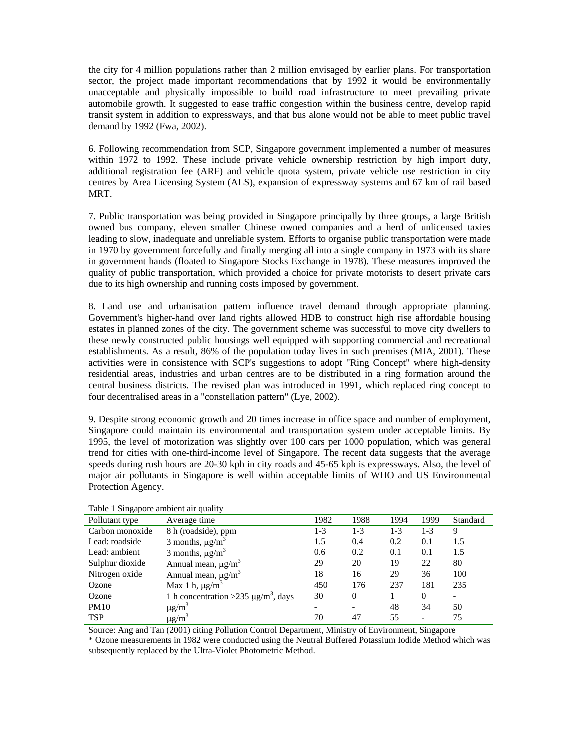the city for 4 million populations rather than 2 million envisaged by earlier plans. For transportation sector, the project made important recommendations that by 1992 it would be environmentally unacceptable and physically impossible to build road infrastructure to meet prevailing private automobile growth. It suggested to ease traffic congestion within the business centre, develop rapid transit system in addition to expressways, and that bus alone would not be able to meet public travel demand by 1992 (Fwa, 2002).

6. Following recommendation from SCP, Singapore government implemented a number of measures within 1972 to 1992. These include private vehicle ownership restriction by high import duty, additional registration fee (ARF) and vehicle quota system, private vehicle use restriction in city centres by Area Licensing System (ALS), expansion of expressway systems and 67 km of rail based MRT.

7. Public transportation was being provided in Singapore principally by three groups, a large British owned bus company, eleven smaller Chinese owned companies and a herd of unlicensed taxies leading to slow, inadequate and unreliable system. Efforts to organise public transportation were made in 1970 by government forcefully and finally merging all into a single company in 1973 with its share in government hands (floated to Singapore Stocks Exchange in 1978). These measures improved the quality of public transportation, which provided a choice for private motorists to desert private cars due to its high ownership and running costs imposed by government.

8. Land use and urbanisation pattern influence travel demand through appropriate planning. Government's higher-hand over land rights allowed HDB to construct high rise affordable housing estates in planned zones of the city. The government scheme was successful to move city dwellers to these newly constructed public housings well equipped with supporting commercial and recreational establishments. As a result, 86% of the population today lives in such premises (MIA, 2001). These activities were in consistence with SCP's suggestions to adopt "Ring Concept" where high-density residential areas, industries and urban centres are to be distributed in a ring formation around the central business districts. The revised plan was introduced in 1991, which replaced ring concept to four decentralised areas in a "constellation pattern" (Lye, 2002).

9. Despite strong economic growth and 20 times increase in office space and number of employment, Singapore could maintain its environmental and transportation system under acceptable limits. By 1995, the level of motorization was slightly over 100 cars per 1000 population, which was general trend for cities with one-third-income level of Singapore. The recent data suggests that the average speeds during rush hours are 20-30 kph in city roads and 45-65 kph is expressways. Also, the level of major air pollutants in Singapore is well within acceptable limits of WHO and US Environmental Protection Agency.

Table 1 Singapore ambient air quality

| Pollutant type | Average time | 1982 | 1988 | 1994 | 1999 | Standard |
|---|---|---|---|---|---|---|
| Carbon monoxide | 8 h (roadside), ppm | 1-3 | 1-3 | 1-3 | 1-3 | 9 |
| Lead: roadside | 3 months, $\mu g/m^3$ | 1.5 | 0.4 | 0.2 | 0.1 | 1.5 |
| Lead: ambient | 3 months, $\mu g/m^3$ | 0.6 | 0.2 | 0.1 | 0.1 | 1.5 |
| Sulphur dioxide | Annual mean, $\mu g/m^3$ | 29 | 20 | 19 | 22 | 80 |
| Nitrogen oxide | Annual mean, $\mu g/m^3$ | 18 | 16 | 29 | 36 | 100 |
| Ozone | Max 1 h, $\mu g/m^3$ | 450 | 176 | 237 | 181 | 235 |
| Ozone | 1 h concentration >235 $\mu g/m^3$, days | 30 | 0 | 1 | 0 | - |
| PM10 | $\mu g/m^3$ | - | - | 48 | 34 | 50 |
| TSP | $\mu g/m^3$ | 70 | 47 | 55 | - | 75 |

Source: Ang and Tan (2001) citing Pollution Control Department, Ministry of Environment, Singapore

* Ozone measurements in 1982 were conducted using the Neutral Buffered Potassium Iodide Method which was subsequently replaced by the Ultra-Violet Photometric Method.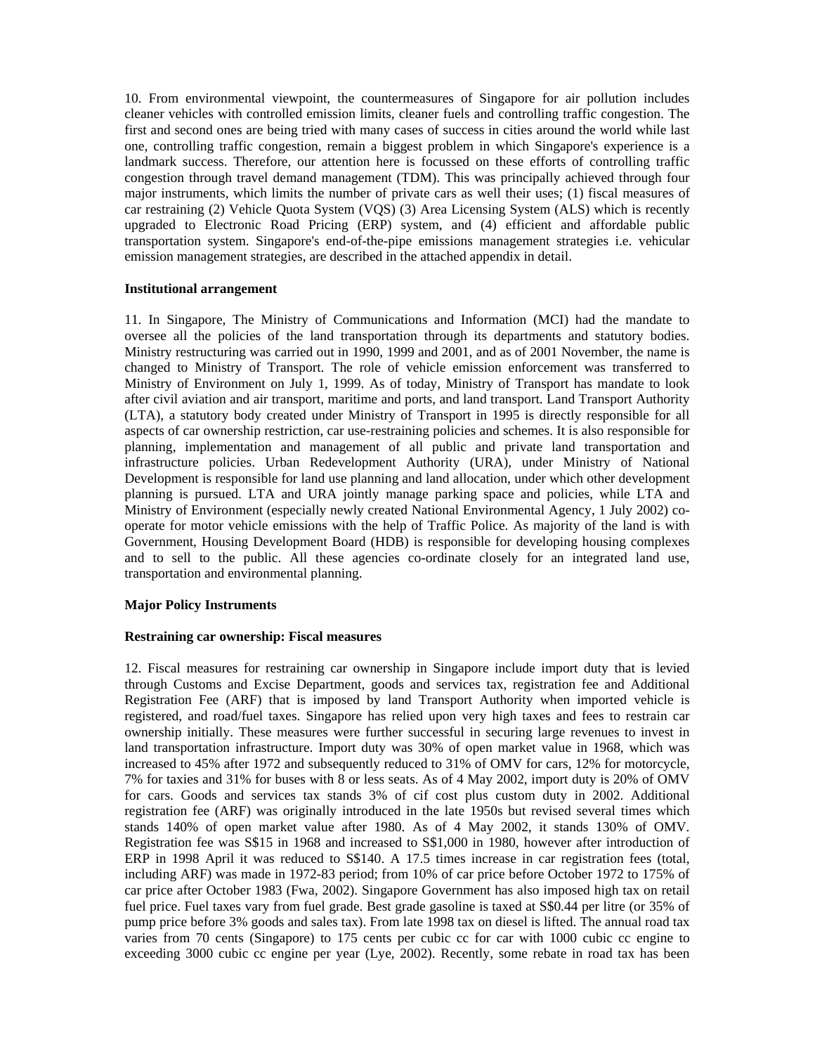10. From environmental viewpoint, the countermeasures of Singapore for air pollution includes cleaner vehicles with controlled emission limits, cleaner fuels and controlling traffic congestion. The first and second ones are being tried with many cases of success in cities around the world while last one, controlling traffic congestion, remain a biggest problem in which Singapore's experience is a landmark success. Therefore, our attention here is focussed on these efforts of controlling traffic congestion through travel demand management (TDM). This was principally achieved through four major instruments, which limits the number of private cars as well their uses; (1) fiscal measures of car restraining (2) Vehicle Quota System (VQS) (3) Area Licensing System (ALS) which is recently upgraded to Electronic Road Pricing (ERP) system, and (4) efficient and affordable public transportation system. Singapore's end-of-the-pipe emissions management strategies i.e. vehicular emission management strategies, are described in the attached appendix in detail.

**Institutional arrangement**

11. In Singapore, The Ministry of Communications and Information (MCI) had the mandate to oversee all the policies of the land transportation through its departments and statutory bodies. Ministry restructuring was carried out in 1990, 1999 and 2001, and as of 2001 November, the name is changed to Ministry of Transport. The role of vehicle emission enforcement was transferred to Ministry of Environment on July 1, 1999. As of today, Ministry of Transport has mandate to look after civil aviation and air transport, maritime and ports, and land transport. Land Transport Authority (LTA), a statutory body created under Ministry of Transport in 1995 is directly responsible for all aspects of car ownership restriction, car use-restraining policies and schemes. It is also responsible for planning, implementation and management of all public and private land transportation and infrastructure policies. Urban Redevelopment Authority (URA), under Ministry of National Development is responsible for land use planning and land allocation, under which other development planning is pursued. LTA and URA jointly manage parking space and policies, while LTA and Ministry of Environment (especially newly created National Environmental Agency, 1 July 2002) co-operate for motor vehicle emissions with the help of Traffic Police. As majority of the land is with Government, Housing Development Board (HDB) is responsible for developing housing complexes and to sell to the public. All these agencies co-ordinate closely for an integrated land use, transportation and environmental planning.

**Major Policy Instruments**

**Restraining car ownership: Fiscal measures**

12. Fiscal measures for restraining car ownership in Singapore include import duty that is levied through Customs and Excise Department, goods and services tax, registration fee and Additional Registration Fee (ARF) that is imposed by land Transport Authority when imported vehicle is registered, and road/fuel taxes. Singapore has relied upon very high taxes and fees to restrain car ownership initially. These measures were further successful in securing large revenues to invest in land transportation infrastructure. Import duty was 30% of open market value in 1968, which was increased to 45% after 1972 and subsequently reduced to 31% of OMV for cars, 12% for motorcycle, 7% for taxies and 31% for buses with 8 or less seats. As of 4 May 2002, import duty is 20% of OMV for cars. Goods and services tax stands 3% of cif cost plus custom duty in 2002. Additional registration fee (ARF) was originally introduced in the late 1950s but revised several times which stands 140% of open market value after 1980. As of 4 May 2002, it stands 130% of OMV. Registration fee was S$15 in 1968 and increased to S$1,000 in 1980, however after introduction of ERP in 1998 April it was reduced to S$140. A 17.5 times increase in car registration fees (total, including ARF) was made in 1972-83 period; from 10% of car price before October 1972 to 175% of car price after October 1983 (Fwa, 2002). Singapore Government has also imposed high tax on retail fuel price. Fuel taxes vary from fuel grade. Best grade gasoline is taxed at S$0.44 per litre (or 35% of pump price before 3% goods and sales tax). From late 1998 tax on diesel is lifted. The annual road tax varies from 70 cents (Singapore) to 175 cents per cubic cc for car with 1000 cubic cc engine to exceeding 3000 cubic cc engine per year (Lye, 2002). Recently, some rebate in road tax has been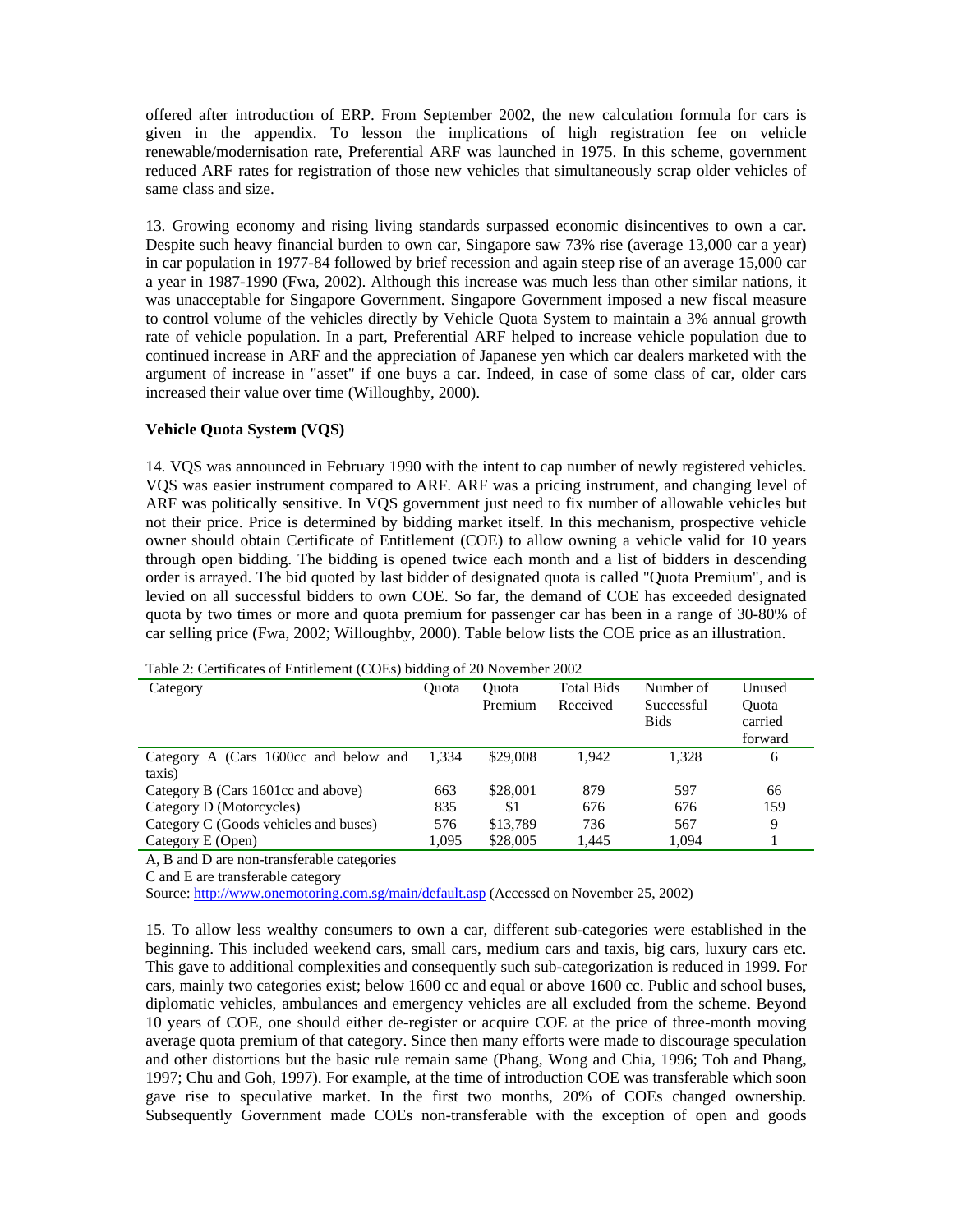offered after introduction of ERP. From September 2002, the new calculation formula for cars is given in the appendix. To lesson the implications of high registration fee on vehicle renewable/modernisation rate, Preferential ARF was launched in 1975. In this scheme, government reduced ARF rates for registration of those new vehicles that simultaneously scrap older vehicles of same class and size.

13. Growing economy and rising living standards surpassed economic disincentives to own a car. Despite such heavy financial burden to own car, Singapore saw 73% rise (average 13,000 car a year) in car population in 1977-84 followed by brief recession and again steep rise of an average 15,000 car a year in 1987-1990 (Fwa, 2002). Although this increase was much less than other similar nations, it was unacceptable for Singapore Government. Singapore Government imposed a new fiscal measure to control volume of the vehicles directly by Vehicle Quota System to maintain a 3% annual growth rate of vehicle population. In a part, Preferential ARF helped to increase vehicle population due to continued increase in ARF and the appreciation of Japanese yen which car dealers marketed with the argument of increase in "asset" if one buys a car. Indeed, in case of some class of car, older cars increased their value over time (Willoughby, 2000).

**Vehicle Quota System (VQS)**

14. VQS was announced in February 1990 with the intent to cap number of newly registered vehicles. VQS was easier instrument compared to ARF. ARF was a pricing instrument, and changing level of ARF was politically sensitive. In VQS government just need to fix number of allowable vehicles but not their price. Price is determined by bidding market itself. In this mechanism, prospective vehicle owner should obtain Certificate of Entitlement (COE) to allow owning a vehicle valid for 10 years through open bidding. The bidding is opened twice each month and a list of bidders in descending order is arrayed. The bid quoted by last bidder of designated quota is called "Quota Premium", and is levied on all successful bidders to own COE. So far, the demand of COE has exceeded designated quota by two times or more and quota premium for passenger car has been in a range of 30-80% of car selling price (Fwa, 2002; Willoughby, 2000). Table below lists the COE price as an illustration.

Table 2: Certificates of Entitlement (COEs) bidding of 20 November 2002

| Category | Quota | Quota Premium | Total Bids Received | Number of Successful Bids | Unused Quota carried forward |
|---|---|---|---|---|---|
| Category A (Cars 1600cc and below and taxis) | 1,334 | $29,008 | 1,942 | 1,328 | 6 |
| Category B (Cars 1601cc and above) | 663 | $28,001 | 879 | 597 | 66 |
| Category D (Motorcycles) | 835 | $1 | 676 | 676 | 159 |
| Category C (Goods vehicles and buses) | 576 | $13,789 | 736 | 567 | 9 |
| Category E (Open) | 1,095 | $28,005 | 1,445 | 1,094 | 1 |

A, B and D are non-transferable categories

C and E are transferable category

Source: http://www.onemotoring.com.sg/main/default.asp (Accessed on November 25, 2002)

15. To allow less wealthy consumers to own a car, different sub-categories were established in the beginning. This included weekend cars, small cars, medium cars and taxis, big cars, luxury cars etc. This gave to additional complexities and consequently such sub-categorization is reduced in 1999. For cars, mainly two categories exist; below 1600 cc and equal or above 1600 cc. Public and school buses, diplomatic vehicles, ambulances and emergency vehicles are all excluded from the scheme. Beyond 10 years of COE, one should either de-register or acquire COE at the price of three-month moving average quota premium of that category. Since then many efforts were made to discourage speculation and other distortions but the basic rule remain same (Phang, Wong and Chia, 1996; Toh and Phang, 1997; Chu and Goh, 1997). For example, at the time of introduction COE was transferable which soon gave rise to speculative market. In the first two months, 20% of COEs changed ownership. Subsequently Government made COEs non-transferable with the exception of open and goods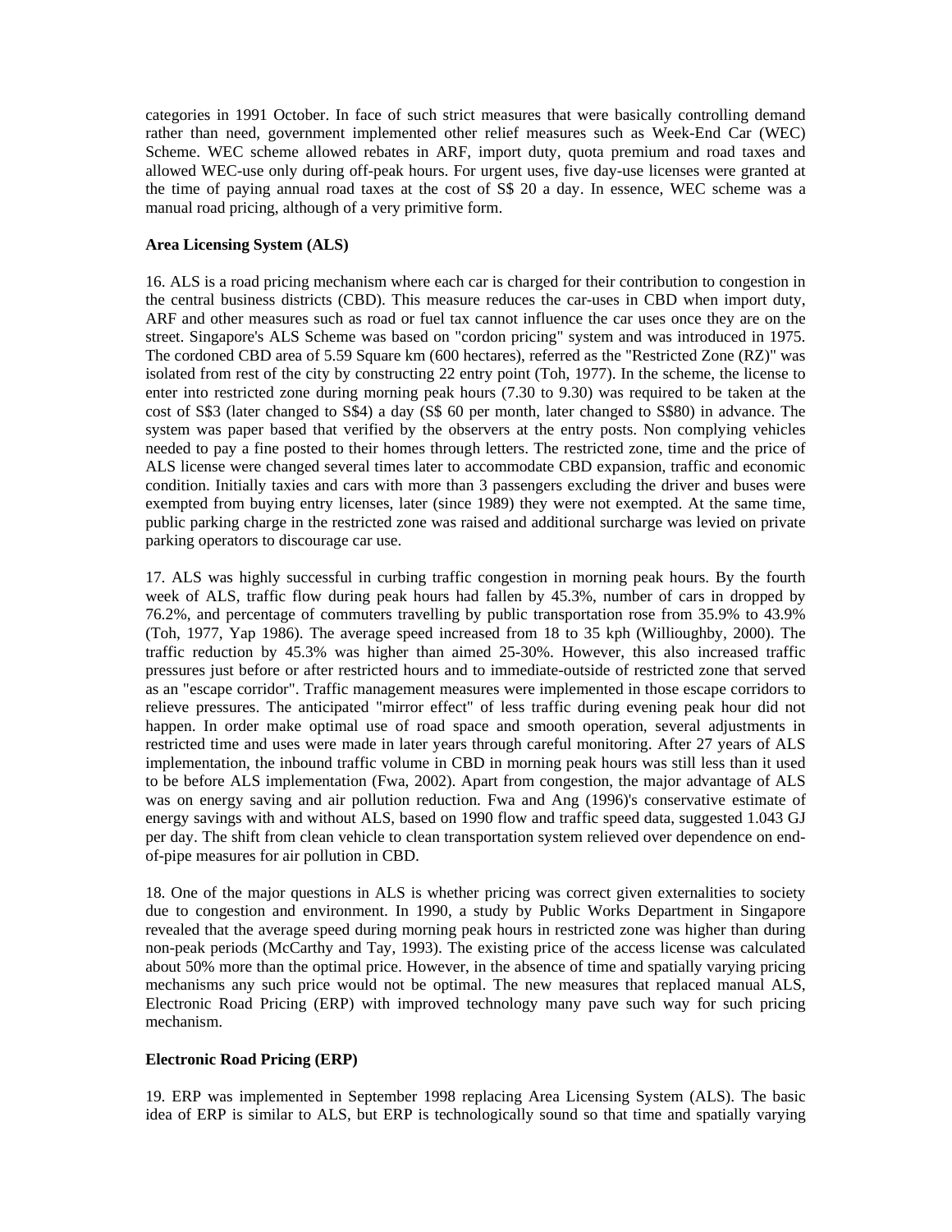categories in 1991 October. In face of such strict measures that were basically controlling demand rather than need, government implemented other relief measures such as Week-End Car (WEC) Scheme. WEC scheme allowed rebates in ARF, import duty, quota premium and road taxes and allowed WEC-use only during off-peak hours. For urgent uses, five day-use licenses were granted at the time of paying annual road taxes at the cost of S$ 20 a day. In essence, WEC scheme was a manual road pricing, although of a very primitive form.

**Area Licensing System (ALS)**

16. ALS is a road pricing mechanism where each car is charged for their contribution to congestion in the central business districts (CBD). This measure reduces the car-uses in CBD when import duty, ARF and other measures such as road or fuel tax cannot influence the car uses once they are on the street. Singapore's ALS Scheme was based on "cordon pricing" system and was introduced in 1975. The cordoned CBD area of 5.59 Square km (600 hectares), referred as the "Restricted Zone (RZ)" was isolated from rest of the city by constructing 22 entry point (Toh, 1977). In the scheme, the license to enter into restricted zone during morning peak hours (7.30 to 9.30) was required to be taken at the cost of S$3 (later changed to S$4) a day (S$ 60 per month, later changed to S$80) in advance. The system was paper based that verified by the observers at the entry posts. Non complying vehicles needed to pay a fine posted to their homes through letters. The restricted zone, time and the price of ALS license were changed several times later to accommodate CBD expansion, traffic and economic condition. Initially taxies and cars with more than 3 passengers excluding the driver and buses were exempted from buying entry licenses, later (since 1989) they were not exempted. At the same time, public parking charge in the restricted zone was raised and additional surcharge was levied on private parking operators to discourage car use.

17. ALS was highly successful in curbing traffic congestion in morning peak hours. By the fourth week of ALS, traffic flow during peak hours had fallen by 45.3%, number of cars in dropped by 76.2%, and percentage of commuters travelling by public transportation rose from 35.9% to 43.9% (Toh, 1977, Yap 1986). The average speed increased from 18 to 35 kph (Willioughby, 2000). The traffic reduction by 45.3% was higher than aimed 25-30%. However, this also increased traffic pressures just before or after restricted hours and to immediate-outside of restricted zone that served as an "escape corridor". Traffic management measures were implemented in those escape corridors to relieve pressures. The anticipated "mirror effect" of less traffic during evening peak hour did not happen. In order make optimal use of road space and smooth operation, several adjustments in restricted time and uses were made in later years through careful monitoring. After 27 years of ALS implementation, the inbound traffic volume in CBD in morning peak hours was still less than it used to be before ALS implementation (Fwa, 2002). Apart from congestion, the major advantage of ALS was on energy saving and air pollution reduction. Fwa and Ang (1996)'s conservative estimate of energy savings with and without ALS, based on 1990 flow and traffic speed data, suggested 1.043 GJ per day. The shift from clean vehicle to clean transportation system relieved over dependence on end-of-pipe measures for air pollution in CBD.

18. One of the major questions in ALS is whether pricing was correct given externalities to society due to congestion and environment. In 1990, a study by Public Works Department in Singapore revealed that the average speed during morning peak hours in restricted zone was higher than during non-peak periods (McCarthy and Tay, 1993). The existing price of the access license was calculated about 50% more than the optimal price. However, in the absence of time and spatially varying pricing mechanisms any such price would not be optimal. The new measures that replaced manual ALS, Electronic Road Pricing (ERP) with improved technology many pave such way for such pricing mechanism.

**Electronic Road Pricing (ERP)**

19. ERP was implemented in September 1998 replacing Area Licensing System (ALS). The basic idea of ERP is similar to ALS, but ERP is technologically sound so that time and spatially varying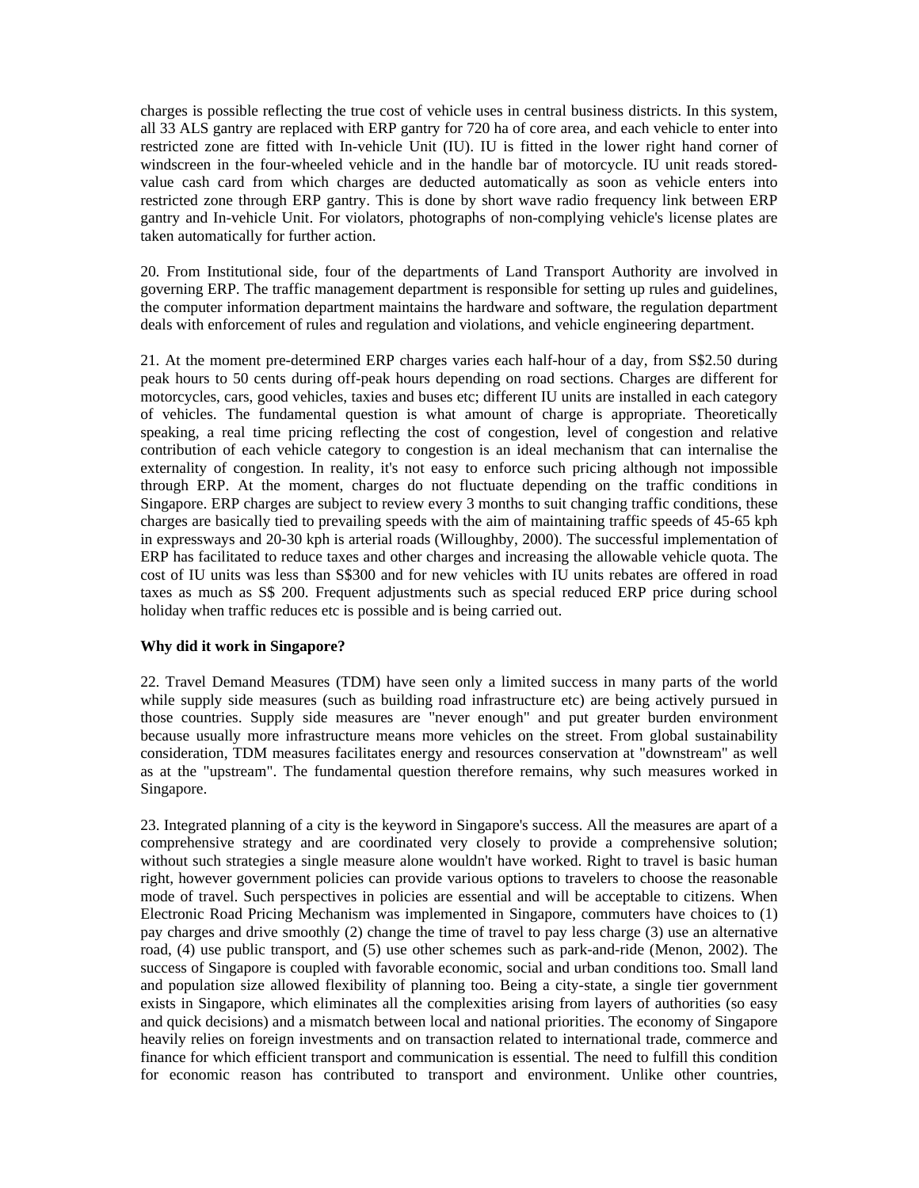charges is possible reflecting the true cost of vehicle uses in central business districts. In this system, all 33 ALS gantry are replaced with ERP gantry for 720 ha of core area, and each vehicle to enter into restricted zone are fitted with In-vehicle Unit (IU). IU is fitted in the lower right hand corner of windscreen in the four-wheeled vehicle and in the handle bar of motorcycle. IU unit reads stored-value cash card from which charges are deducted automatically as soon as vehicle enters into restricted zone through ERP gantry. This is done by short wave radio frequency link between ERP gantry and In-vehicle Unit. For violators, photographs of non-complying vehicle's license plates are taken automatically for further action.

20. From Institutional side, four of the departments of Land Transport Authority are involved in governing ERP. The traffic management department is responsible for setting up rules and guidelines, the computer information department maintains the hardware and software, the regulation department deals with enforcement of rules and regulation and violations, and vehicle engineering department.

21. At the moment pre-determined ERP charges varies each half-hour of a day, from S$2.50 during peak hours to 50 cents during off-peak hours depending on road sections. Charges are different for motorcycles, cars, good vehicles, taxies and buses etc; different IU units are installed in each category of vehicles. The fundamental question is what amount of charge is appropriate. Theoretically speaking, a real time pricing reflecting the cost of congestion, level of congestion and relative contribution of each vehicle category to congestion is an ideal mechanism that can internalise the externality of congestion. In reality, it's not easy to enforce such pricing although not impossible through ERP. At the moment, charges do not fluctuate depending on the traffic conditions in Singapore. ERP charges are subject to review every 3 months to suit changing traffic conditions, these charges are basically tied to prevailing speeds with the aim of maintaining traffic speeds of 45-65 kph in expressways and 20-30 kph is arterial roads (Willoughby, 2000). The successful implementation of ERP has facilitated to reduce taxes and other charges and increasing the allowable vehicle quota. The cost of IU units was less than S$300 and for new vehicles with IU units rebates are offered in road taxes as much as S$ 200. Frequent adjustments such as special reduced ERP price during school holiday when traffic reduces etc is possible and is being carried out.

**Why did it work in Singapore?**

22. Travel Demand Measures (TDM) have seen only a limited success in many parts of the world while supply side measures (such as building road infrastructure etc) are being actively pursued in those countries. Supply side measures are "never enough" and put greater burden environment because usually more infrastructure means more vehicles on the street. From global sustainability consideration, TDM measures facilitates energy and resources conservation at "downstream" as well as at the "upstream". The fundamental question therefore remains, why such measures worked in Singapore.

23. Integrated planning of a city is the keyword in Singapore's success. All the measures are apart of a comprehensive strategy and are coordinated very closely to provide a comprehensive solution; without such strategies a single measure alone wouldn't have worked. Right to travel is basic human right, however government policies can provide various options to travelers to choose the reasonable mode of travel. Such perspectives in policies are essential and will be acceptable to citizens. When Electronic Road Pricing Mechanism was implemented in Singapore, commuters have choices to (1) pay charges and drive smoothly (2) change the time of travel to pay less charge (3) use an alternative road, (4) use public transport, and (5) use other schemes such as park-and-ride (Menon, 2002). The success of Singapore is coupled with favorable economic, social and urban conditions too. Small land and population size allowed flexibility of planning too. Being a city-state, a single tier government exists in Singapore, which eliminates all the complexities arising from layers of authorities (so easy and quick decisions) and a mismatch between local and national priorities. The economy of Singapore heavily relies on foreign investments and on transaction related to international trade, commerce and finance for which efficient transport and communication is essential. The need to fulfill this condition for economic reason has contributed to transport and environment. Unlike other countries,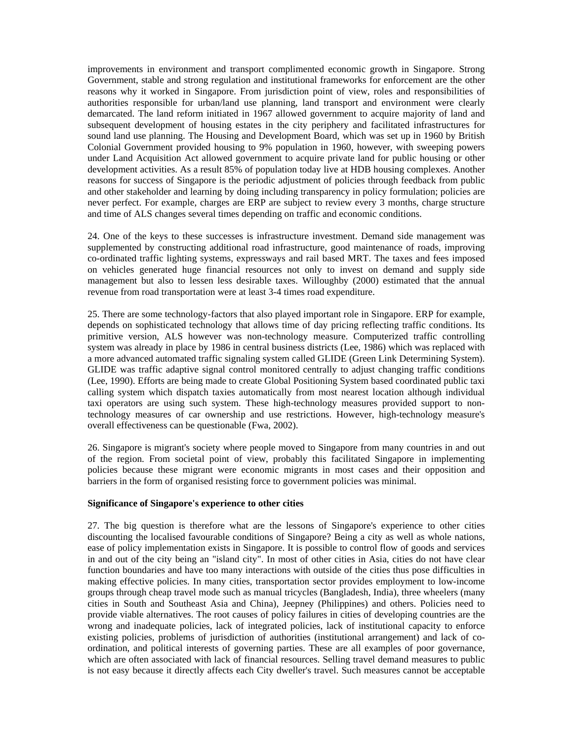improvements in environment and transport complimented economic growth in Singapore. Strong Government, stable and strong regulation and institutional frameworks for enforcement are the other reasons why it worked in Singapore. From jurisdiction point of view, roles and responsibilities of authorities responsible for urban/land use planning, land transport and environment were clearly demarcated. The land reform initiated in 1967 allowed government to acquire majority of land and subsequent development of housing estates in the city periphery and facilitated infrastructures for sound land use planning. The Housing and Development Board, which was set up in 1960 by British Colonial Government provided housing to 9% population in 1960, however, with sweeping powers under Land Acquisition Act allowed government to acquire private land for public housing or other development activities. As a result 85% of population today live at HDB housing complexes. Another reasons for success of Singapore is the periodic adjustment of policies through feedback from public and other stakeholder and learning by doing including transparency in policy formulation; policies are never perfect. For example, charges are ERP are subject to review every 3 months, charge structure and time of ALS changes several times depending on traffic and economic conditions.

24. One of the keys to these successes is infrastructure investment. Demand side management was supplemented by constructing additional road infrastructure, good maintenance of roads, improving co-ordinated traffic lighting systems, expressways and rail based MRT. The taxes and fees imposed on vehicles generated huge financial resources not only to invest on demand and supply side management but also to lessen less desirable taxes. Willoughby (2000) estimated that the annual revenue from road transportation were at least 3-4 times road expenditure.

25. There are some technology-factors that also played important role in Singapore. ERP for example, depends on sophisticated technology that allows time of day pricing reflecting traffic conditions. Its primitive version, ALS however was non-technology measure. Computerized traffic controlling system was already in place by 1986 in central business districts (Lee, 1986) which was replaced with a more advanced automated traffic signaling system called GLIDE (Green Link Determining System). GLIDE was traffic adaptive signal control monitored centrally to adjust changing traffic conditions (Lee, 1990). Efforts are being made to create Global Positioning System based coordinated public taxi calling system which dispatch taxies automatically from most nearest location although individual taxi operators are using such system. These high-technology measures provided support to non-technology measures of car ownership and use restrictions. However, high-technology measure's overall effectiveness can be questionable (Fwa, 2002).

26. Singapore is migrant's society where people moved to Singapore from many countries in and out of the region. From societal point of view, probably this facilitated Singapore in implementing policies because these migrant were economic migrants in most cases and their opposition and barriers in the form of organised resisting force to government policies was minimal.

**Significance of Singapore's experience to other cities**

27. The big question is therefore what are the lessons of Singapore's experience to other cities discounting the localised favourable conditions of Singapore? Being a city as well as whole nations, ease of policy implementation exists in Singapore. It is possible to control flow of goods and services in and out of the city being an "island city". In most of other cities in Asia, cities do not have clear function boundaries and have too many interactions with outside of the cities thus pose difficulties in making effective policies. In many cities, transportation sector provides employment to low-income groups through cheap travel mode such as manual tricycles (Bangladesh, India), three wheelers (many cities in South and Southeast Asia and China), Jeepney (Philippines) and others. Policies need to provide viable alternatives. The root causes of policy failures in cities of developing countries are the wrong and inadequate policies, lack of integrated policies, lack of institutional capacity to enforce existing policies, problems of jurisdiction of authorities (institutional arrangement) and lack of co-ordination, and political interests of governing parties. These are all examples of poor governance, which are often associated with lack of financial resources. Selling travel demand measures to public is not easy because it directly affects each City dweller's travel. Such measures cannot be acceptable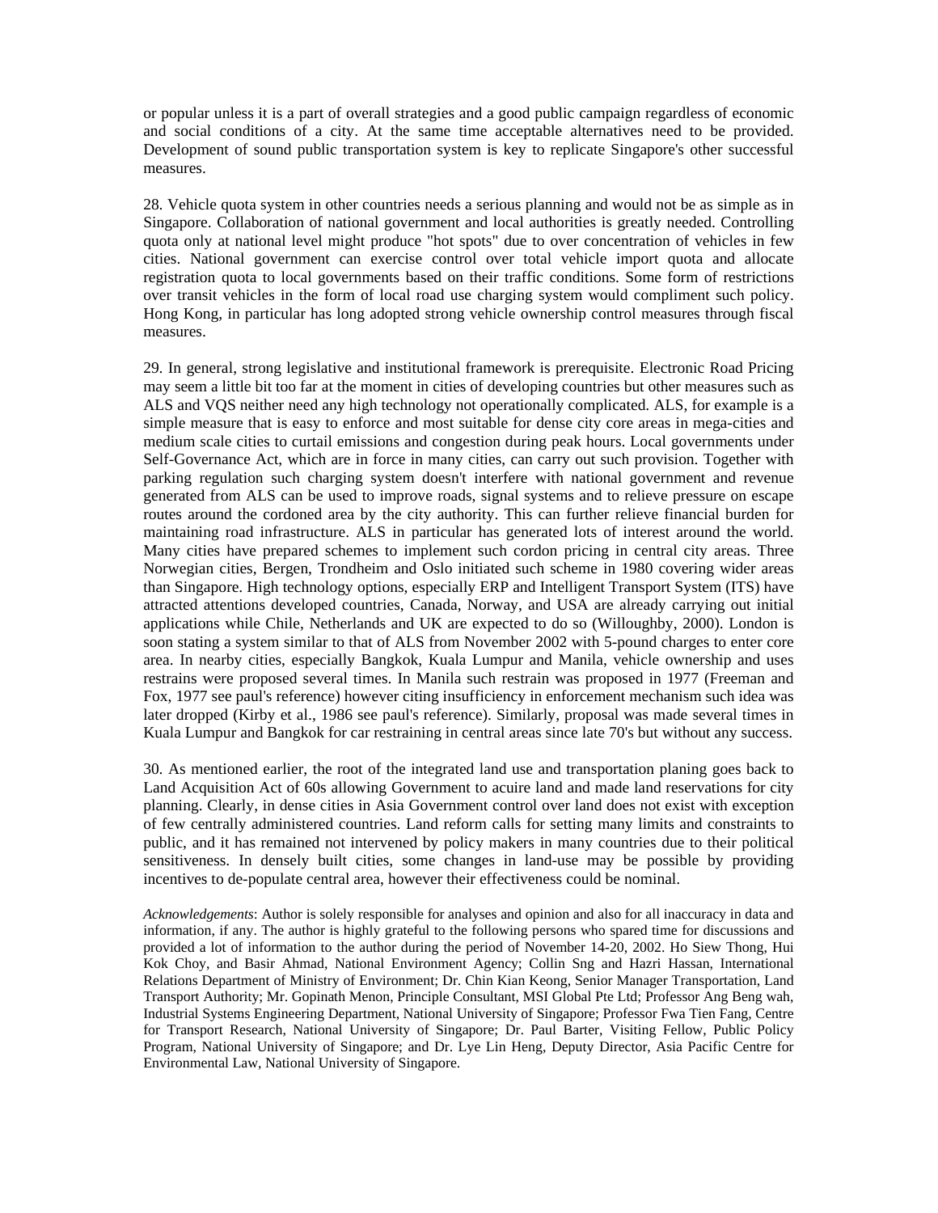or popular unless it is a part of overall strategies and a good public campaign regardless of economic and social conditions of a city. At the same time acceptable alternatives need to be provided. Development of sound public transportation system is key to replicate Singapore's other successful measures.

28. Vehicle quota system in other countries needs a serious planning and would not be as simple as in Singapore. Collaboration of national government and local authorities is greatly needed. Controlling quota only at national level might produce "hot spots" due to over concentration of vehicles in few cities. National government can exercise control over total vehicle import quota and allocate registration quota to local governments based on their traffic conditions. Some form of restrictions over transit vehicles in the form of local road use charging system would compliment such policy. Hong Kong, in particular has long adopted strong vehicle ownership control measures through fiscal measures.

29. In general, strong legislative and institutional framework is prerequisite. Electronic Road Pricing may seem a little bit too far at the moment in cities of developing countries but other measures such as ALS and VQS neither need any high technology not operationally complicated. ALS, for example is a simple measure that is easy to enforce and most suitable for dense city core areas in mega-cities and medium scale cities to curtail emissions and congestion during peak hours. Local governments under Self-Governance Act, which are in force in many cities, can carry out such provision. Together with parking regulation such charging system doesn't interfere with national government and revenue generated from ALS can be used to improve roads, signal systems and to relieve pressure on escape routes around the cordoned area by the city authority. This can further relieve financial burden for maintaining road infrastructure. ALS in particular has generated lots of interest around the world. Many cities have prepared schemes to implement such cordon pricing in central city areas. Three Norwegian cities, Bergen, Trondheim and Oslo initiated such scheme in 1980 covering wider areas than Singapore. High technology options, especially ERP and Intelligent Transport System (ITS) have attracted attentions developed countries, Canada, Norway, and USA are already carrying out initial applications while Chile, Netherlands and UK are expected to do so (Willoughby, 2000). London is soon stating a system similar to that of ALS from November 2002 with 5-pound charges to enter core area. In nearby cities, especially Bangkok, Kuala Lumpur and Manila, vehicle ownership and uses restrains were proposed several times. In Manila such restrain was proposed in 1977 (Freeman and Fox, 1977 see paul's reference) however citing insufficiency in enforcement mechanism such idea was later dropped (Kirby et al., 1986 see paul's reference). Similarly, proposal was made several times in Kuala Lumpur and Bangkok for car restraining in central areas since late 70's but without any success.

30. As mentioned earlier, the root of the integrated land use and transportation planing goes back to Land Acquisition Act of 60s allowing Government to acuire land and made land reservations for city planning. Clearly, in dense cities in Asia Government control over land does not exist with exception of few centrally administered countries. Land reform calls for setting many limits and constraints to public, and it has remained not intervened by policy makers in many countries due to their political sensitiveness. In densely built cities, some changes in land-use may be possible by providing incentives to de-populate central area, however their effectiveness could be nominal.

*Acknowledgements*: Author is solely responsible for analyses and opinion and also for all inaccuracy in data and information, if any. The author is highly grateful to the following persons who spared time for discussions and provided a lot of information to the author during the period of November 14-20, 2002. Ho Siew Thong, Hui Kok Choy, and Basir Ahmad, National Environment Agency; Collin Sng and Hazri Hassan, International Relations Department of Ministry of Environment; Dr. Chin Kian Keong, Senior Manager Transportation, Land Transport Authority; Mr. Gopinath Menon, Principle Consultant, MSI Global Pte Ltd; Professor Ang Beng wah, Industrial Systems Engineering Department, National University of Singapore; Professor Fwa Tien Fang, Centre for Transport Research, National University of Singapore; Dr. Paul Barter, Visiting Fellow, Public Policy Program, National University of Singapore; and Dr. Lye Lin Heng, Deputy Director, Asia Pacific Centre for Environmental Law, National University of Singapore.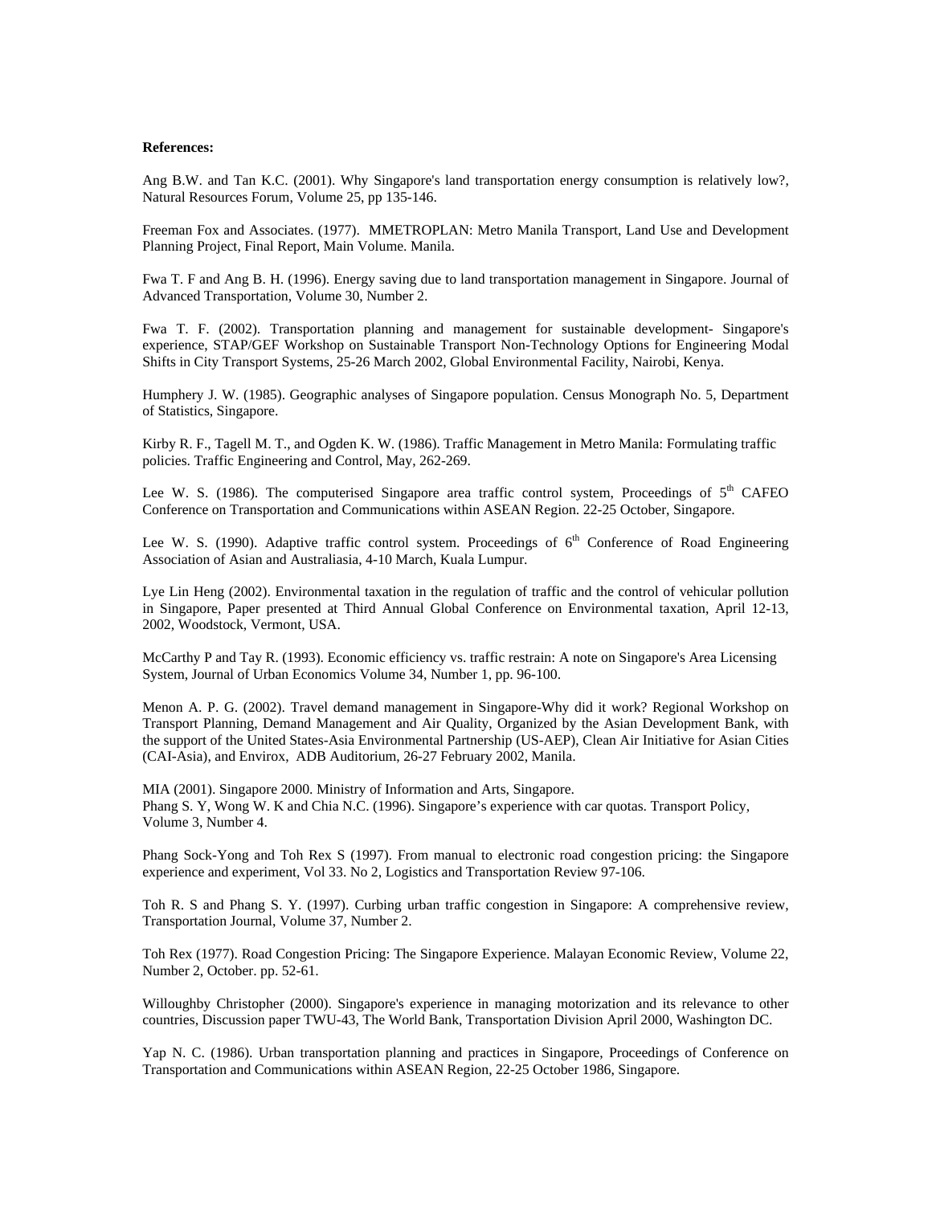**References:**

Ang B.W. and Tan K.C. (2001). Why Singapore's land transportation energy consumption is relatively low?, Natural Resources Forum, Volume 25, pp 135-146.

Freeman Fox and Associates. (1977). MMETROPLAN: Metro Manila Transport, Land Use and Development Planning Project, Final Report, Main Volume. Manila.

Fwa T. F and Ang B. H. (1996). Energy saving due to land transportation management in Singapore. Journal of Advanced Transportation, Volume 30, Number 2.

Fwa T. F. (2002). Transportation planning and management for sustainable development- Singapore's experience, STAP/GEF Workshop on Sustainable Transport Non-Technology Options for Engineering Modal Shifts in City Transport Systems, 25-26 March 2002, Global Environmental Facility, Nairobi, Kenya.

Humphery J. W. (1985). Geographic analyses of Singapore population. Census Monograph No. 5, Department of Statistics, Singapore.

Kirby R. F., Tagell M. T., and Ogden K. W. (1986). Traffic Management in Metro Manila: Formulating traffic policies. Traffic Engineering and Control, May, 262-269.

Lee W. S. (1986). The computerised Singapore area traffic control system, Proceedings of 5th CAFEO Conference on Transportation and Communications within ASEAN Region. 22-25 October, Singapore.

Lee W. S. (1990). Adaptive traffic control system. Proceedings of 6th Conference of Road Engineering Association of Asian and Australiasia, 4-10 March, Kuala Lumpur.

Lye Lin Heng (2002). Environmental taxation in the regulation of traffic and the control of vehicular pollution in Singapore, Paper presented at Third Annual Global Conference on Environmental taxation, April 12-13, 2002, Woodstock, Vermont, USA.

McCarthy P and Tay R. (1993). Economic efficiency vs. traffic restrain: A note on Singapore's Area Licensing System, Journal of Urban Economics Volume 34, Number 1, pp. 96-100.

Menon A. P. G. (2002). Travel demand management in Singapore-Why did it work? Regional Workshop on Transport Planning, Demand Management and Air Quality, Organized by the Asian Development Bank, with the support of the United States-Asia Environmental Partnership (US-AEP), Clean Air Initiative for Asian Cities (CAI-Asia), and Envirox, ADB Auditorium, 26-27 February 2002, Manila.

MIA (2001). Singapore 2000. Ministry of Information and Arts, Singapore.

Phang S. Y, Wong W. K and Chia N.C. (1996). Singapore's experience with car quotas. Transport Policy, Volume 3, Number 4.

Phang Sock-Yong and Toh Rex S (1997). From manual to electronic road congestion pricing: the Singapore experience and experiment, Vol 33. No 2, Logistics and Transportation Review 97-106.

Toh R. S and Phang S. Y. (1997). Curbing urban traffic congestion in Singapore: A comprehensive review, Transportation Journal, Volume 37, Number 2.

Toh Rex (1977). Road Congestion Pricing: The Singapore Experience. Malayan Economic Review, Volume 22, Number 2, October. pp. 52-61.

Willoughby Christopher (2000). Singapore's experience in managing motorization and its relevance to other countries, Discussion paper TWU-43, The World Bank, Transportation Division April 2000, Washington DC.

Yap N. C. (1986). Urban transportation planning and practices in Singapore, Proceedings of Conference on Transportation and Communications within ASEAN Region, 22-25 October 1986, Singapore.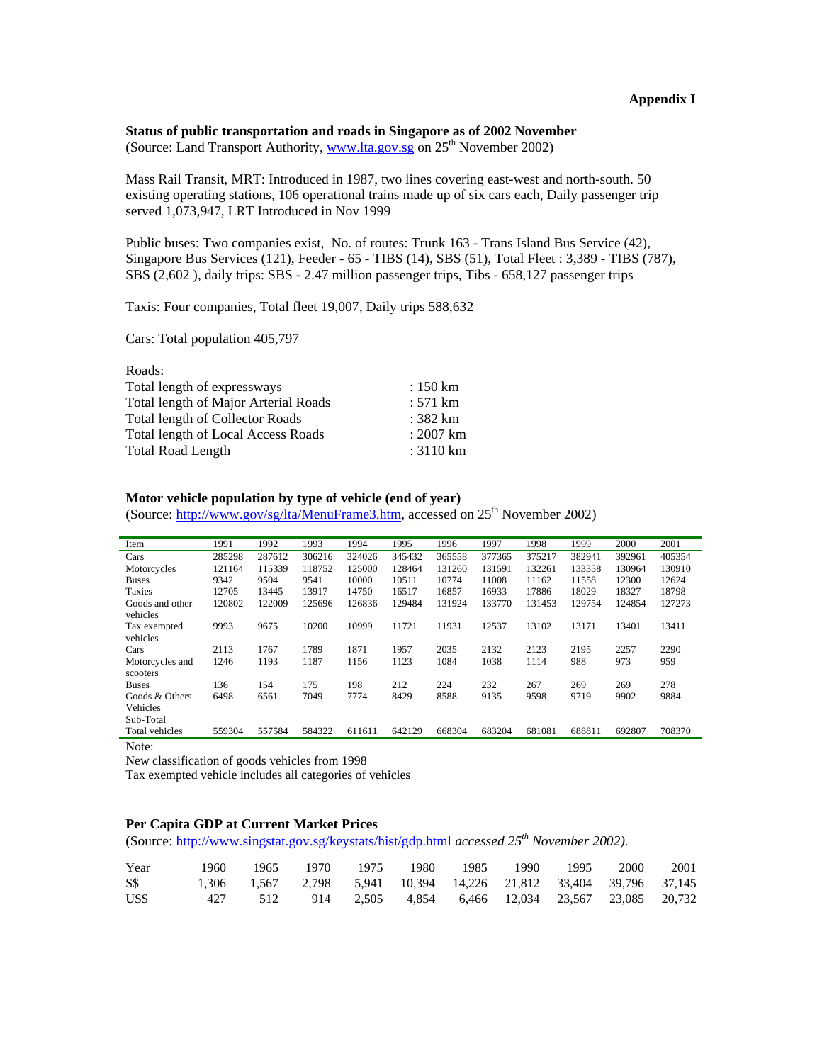**Appendix I**

**Status of public transportation and roads in Singapore as of 2002 November**
(Source: Land Transport Authority, www.lta.gov.sg on 25th November 2002)

Mass Rail Transit, MRT: Introduced in 1987, two lines covering east-west and north-south. 50 existing operating stations, 106 operational trains made up of six cars each, Daily passenger trip served 1,073,947, LRT Introduced in Nov 1999

Public buses: Two companies exist, No. of routes: Trunk 163 - Trans Island Bus Service (42), Singapore Bus Services (121), Feeder - 65 - TIBS (14), SBS (51), Total Fleet : 3,389 - TIBS (787), SBS (2,602 ), daily trips: SBS - 2.47 million passenger trips, Tibs - 658,127 passenger trips

Taxis: Four companies, Total fleet 19,007, Daily trips 588,632

Cars: Total population 405,797

Roads:

| | |
|---|---|
| Total length of expressways | : 150 km |
| Total length of Major Arterial Roads | : 571 km |
| Total length of Collector Roads | : 382 km |
| Total length of Local Access Roads | : 2007 km |
| Total Road Length | : 3110 km |

**Motor vehicle population by type of vehicle (end of year)**
(Source: http://www.gov/sg/lta/MenuFrame3.htm, accessed on 25th November 2002)

| Item | 1991 | 1992 | 1993 | 1994 | 1995 | 1996 | 1997 | 1998 | 1999 | 2000 | 2001 |
|---|---|---|---|---|---|---|---|---|---|---|---|
| Cars | 285298 | 287612 | 306216 | 324026 | 345432 | 365558 | 377365 | 375217 | 382941 | 392961 | 405354 |
| Motorcycles | 121164 | 115339 | 118752 | 125000 | 128464 | 131260 | 131591 | 132261 | 133358 | 130964 | 130910 |
| Buses | 9342 | 9504 | 9541 | 10000 | 10511 | 10774 | 11008 | 11162 | 11558 | 12300 | 12624 |
| Taxies | 12705 | 13445 | 13917 | 14750 | 16517 | 16857 | 16933 | 17886 | 18029 | 18327 | 18798 |
| Goods and other vehicles | 120802 | 122009 | 125696 | 126836 | 129484 | 131924 | 133770 | 131453 | 129754 | 124854 | 127273 |
| Tax exempted vehicles | 9993 | 9675 | 10200 | 10999 | 11721 | 11931 | 12537 | 13102 | 13171 | 13401 | 13411 |
| Cars | 2113 | 1767 | 1789 | 1871 | 1957 | 2035 | 2132 | 2123 | 2195 | 2257 | 2290 |
| Motorcycles and scooters | 1246 | 1193 | 1187 | 1156 | 1123 | 1084 | 1038 | 1114 | 988 | 973 | 959 |
| Buses | 136 | 154 | 175 | 198 | 212 | 224 | 232 | 267 | 269 | 269 | 278 |
| Goods & Others Vehicles | 6498 | 6561 | 7049 | 7774 | 8429 | 8588 | 9135 | 9598 | 9719 | 9902 | 9884 |
| Sub-Total | | | | | | | | | | | |
| Total vehicles | 559304 | 557584 | 584322 | 611611 | 642129 | 668304 | 683204 | 681081 | 688811 | 692807 | 708370 |

Note:

New classification of goods vehicles from 1998

Tax exempted vehicle includes all categories of vehicles

**Per Capita GDP at Current Market Prices**
(Source: http://www.singstat.gov.sg/keystats/hist/gdp.html *accessed 25th November 2002).*

| Year | 1960 | 1965 | 1970 | 1975 | 1980 | 1985 | 1990 | 1995 | 2000 | 2001 |
|---|---|---|---|---|---|---|---|---|---|---|
| S$ | 1,306 | 1,567 | 2,798 | 5,941 | 10,394 | 14,226 | 21,812 | 33,404 | 39,796 | 37,145 |
| US$ | 427 | 512 | 914 | 2,505 | 4,854 | 6,466 | 12,034 | 23,567 | 23,085 | 20,732 |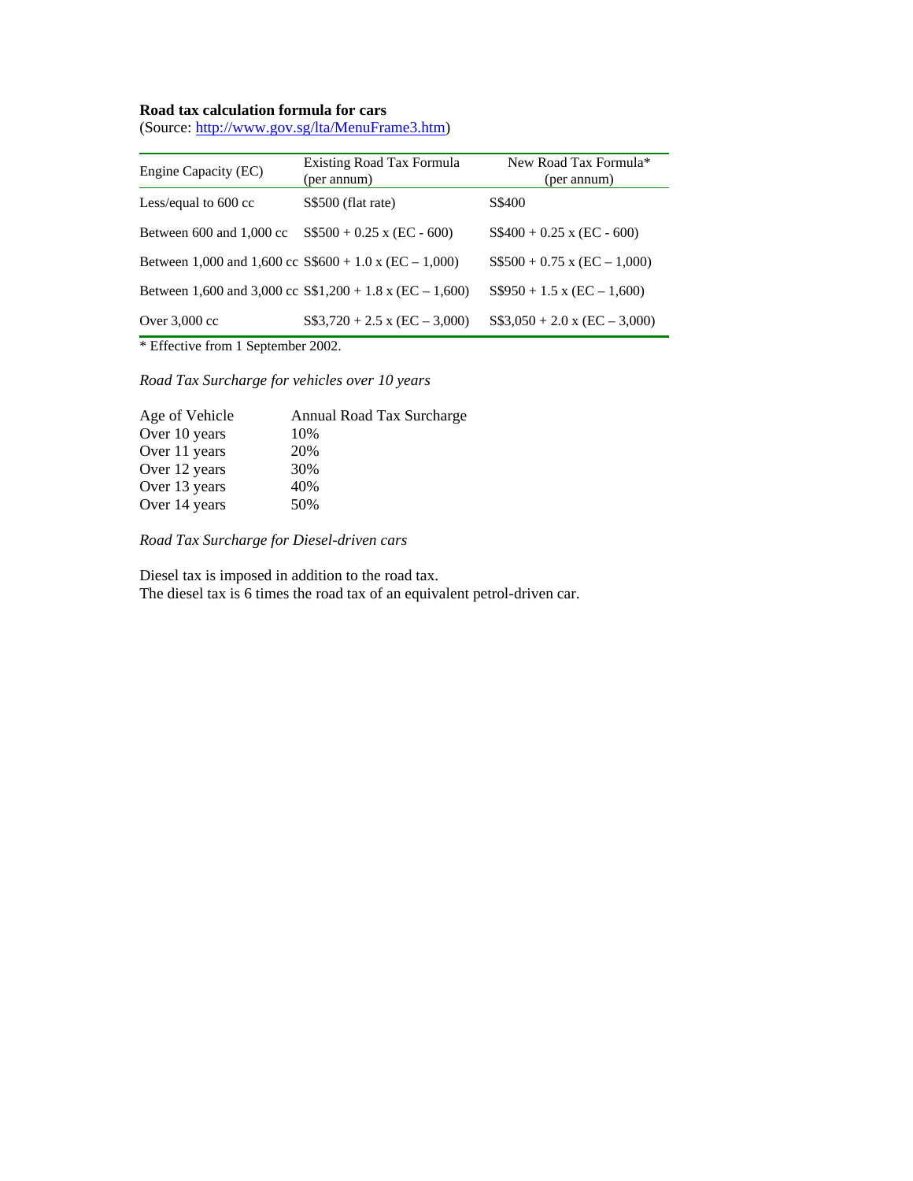**Road tax calculation formula for cars**
(Source: [http://www.gov.sg/lta/MenuFrame3.htm](http://www.gov.sg/lta/MenuFrame3.htm))

| Engine Capacity (EC) | Existing Road Tax Formula (per annum) | New Road Tax Formula* (per annum) |
|---|---|---|
| Less/equal to 600 cc | S$500 (flat rate) | S$400 |
| Between 600 and 1,000 cc | S$500 + 0.25 x (EC - 600) | S$400 + 0.25 x (EC - 600) |
| Between 1,000 and 1,600 cc | S$600 + 1.0 x (EC – 1,000) | S$500 + 0.75 x (EC – 1,000) |
| Between 1,600 and 3,000 cc | S$1,200 + 1.8 x (EC – 1,600) | S$950 + 1.5 x (EC – 1,600) |
| Over 3,000 cc | S$3,720 + 2.5 x (EC – 3,000) | S$3,050 + 2.0 x (EC – 3,000) |

* Effective from 1 September 2002.

*Road Tax Surcharge for vehicles over 10 years*

| Age of Vehicle | Annual Road Tax Surcharge |
|---|---|
| Over 10 years | 10% |
| Over 11 years | 20% |
| Over 12 years | 30% |
| Over 13 years | 40% |
| Over 14 years | 50% |

*Road Tax Surcharge for Diesel-driven cars*

Diesel tax is imposed in addition to the road tax.
The diesel tax is 6 times the road tax of an equivalent petrol-driven car.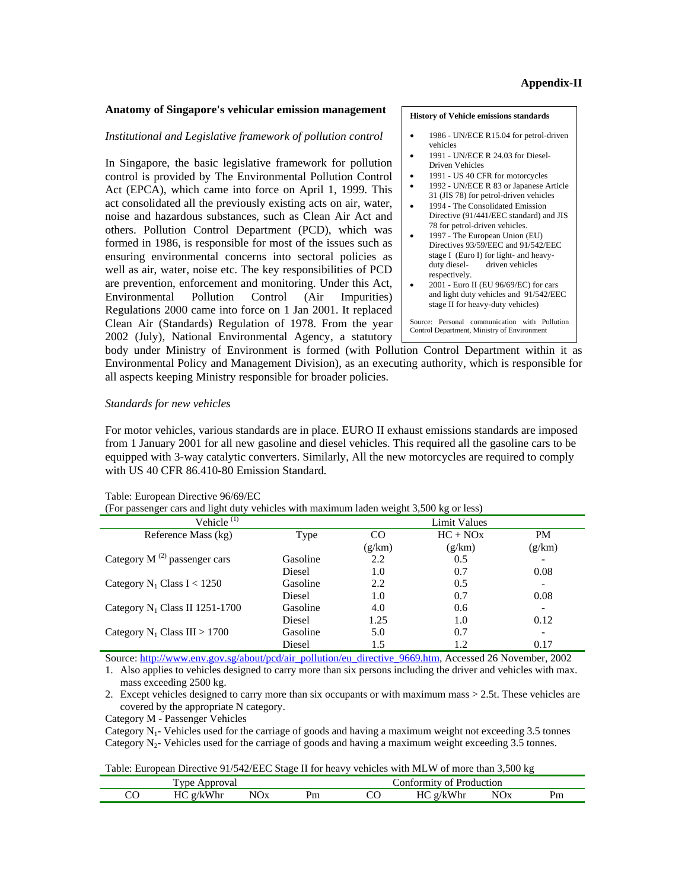**Appendix-II**

### Anatomy of Singapore's vehicular emission management

*Institutional and Legislative framework of pollution control*

In Singapore, the basic legislative framework for pollution control is provided by The Environmental Pollution Control Act (EPCA), which came into force on April 1, 1999. This act consolidated all the previously existing acts on air, water, noise and hazardous substances, such as Clean Air Act and others. Pollution Control Department (PCD), which was formed in 1986, is responsible for most of the issues such as ensuring environmental concerns into sectoral policies as well as air, water, noise etc. The key responsibilities of PCD are prevention, enforcement and monitoring. Under this Act, Environmental Pollution Control (Air Impurities) Regulations 2000 came into force on 1 Jan 2001. It replaced Clean Air (Standards) Regulation of 1978. From the year 2002 (July), National Environmental Agency, a statutory body under Ministry of Environment is formed (with Pollution Control Department within it as Environmental Policy and Management Division), as an executing authority, which is responsible for all aspects keeping Ministry responsible for broader policies.

**History of Vehicle emissions standards**

- 1986 - UN/ECE R15.04 for petrol-driven vehicles
- 1991 - UN/ECE R 24.03 for Diesel-Driven Vehicles
- 1991 - US 40 CFR for motorcycles
- 1992 - UN/ECE R 83 or Japanese Article 31 (JIS 78) for petrol-driven vehicles
- 1994 - The Consolidated Emission Directive (91/441/EEC standard) and JIS 78 for petrol-driven vehicles.
- 1997 - The European Union (EU) Directives 93/59/EEC and 91/542/EEC stage I (Euro I) for light- and heavy-duty diesel- driven vehicles respectively.
- 2001 - Euro II (EU 96/69/EC) for cars and light duty vehicles and 91/542/EEC stage II for heavy-duty vehicles)

Source: Personal communication with Pollution Control Department, Ministry of Environment

*Standards for new vehicles*

For motor vehicles, various standards are in place. EURO II exhaust emissions standards are imposed from 1 January 2001 for all new gasoline and diesel vehicles. This required all the gasoline cars to be equipped with 3-way catalytic converters. Similarly, All the new motorcycles are required to comply with US 40 CFR 86.410-80 Emission Standard.

Table: European Directive 96/69/EC
(For passenger cars and light duty vehicles with maximum laden weight 3,500 kg or less)

| Vehicle [1] | | Limit Values | | |
|---|---|---|---|---|
| Reference Mass (kg) | Type | CO (g/km) | HC + NOx (g/km) | PM (g/km) |
| Category M [2] passenger cars | Gasoline | 2.2 | 0.5 | - |
| | Diesel | 1.0 | 0.7 | 0.08 |
| Category $N_1$ Class I < 1250 | Gasoline | 2.2 | 0.5 | - |
| | Diesel | 1.0 | 0.7 | 0.08 |
| Category $N_1$ Class II 1251-1700 | Gasoline | 4.0 | 0.6 | - |
| | Diesel | 1.25 | 1.0 | 0.12 |
| Category $N_1$ Class III > 1700 | Gasoline | 5.0 | 0.7 | - |
| | Diesel | 1.5 | 1.2 | 0.17 |

Source: http://www.env.gov.sg/about/pcd/air_pollution/eu_directive_9669.htm, Accessed 26 November, 2002

1. Also applies to vehicles designed to carry more than six persons including the driver and vehicles with max. mass exceeding 2500 kg.
2. Except vehicles designed to carry more than six occupants or with maximum mass > 2.5t. These vehicles are covered by the appropriate N category.

Category M - Passenger Vehicles
Category $N_1$- Vehicles used for the carriage of goods and having a maximum weight not exceeding 3.5 tonnes
Category $N_2$- Vehicles used for the carriage of goods and having a maximum weight exceeding 3.5 tonnes.

Table: European Directive 91/542/EEC Stage II for heavy vehicles with MLW of more than 3,500 kg

| Type Approval | | | | Conformity of Production | | | |
|---|---|---|---|---|---|---|---|
| CO | HC g/kWhr | NOx | Pm | CO | HC g/kWhr | NOx | Pm |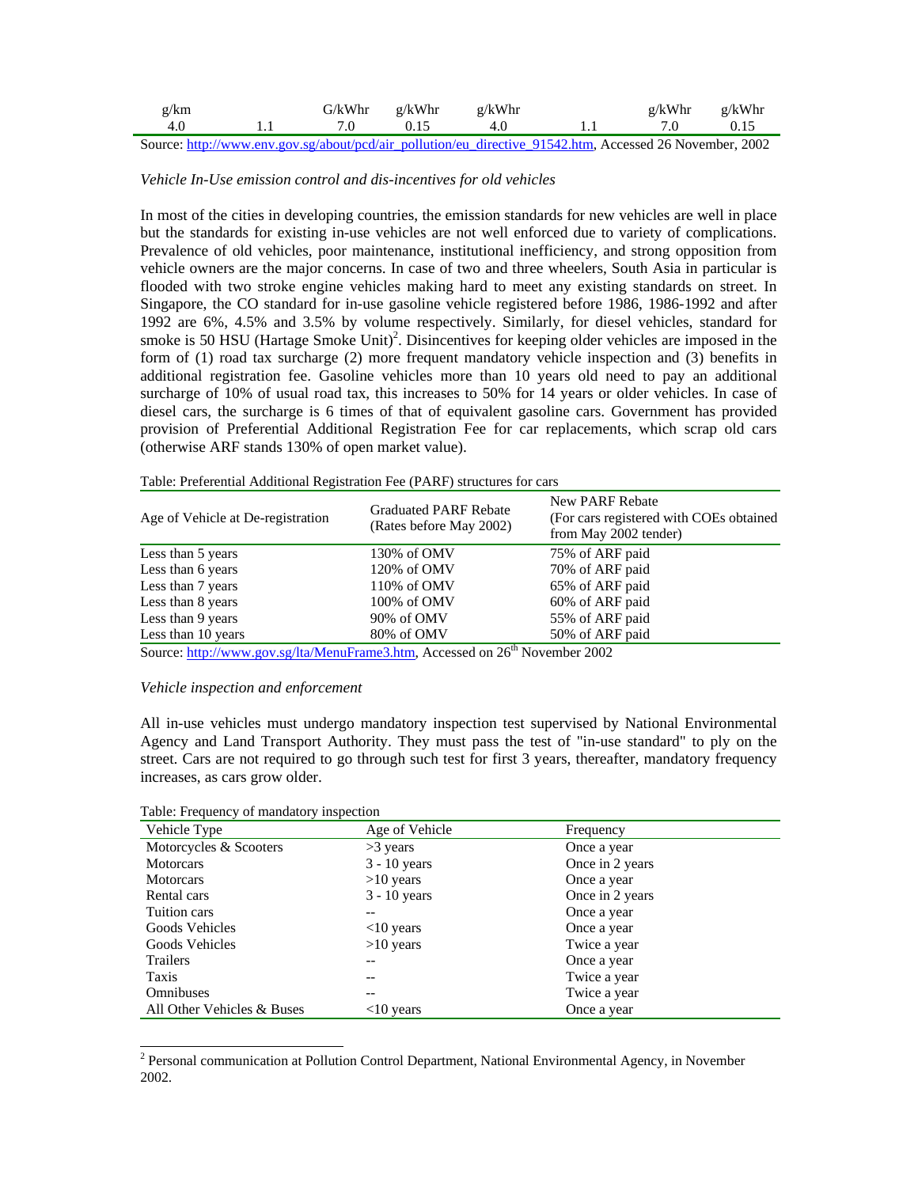| g/km | | G/kWhr | g/kWhr | g/kWhr | | g/kWhr | g/kWhr |
|---|---|---|---|---|---|---|---|
| 4.0 | 1.1 | 7.0 | 0.15 | 4.0 | 1.1 | 7.0 | 0.15 |

Source: http://www.env.gov.sg/about/pcd/air_pollution/eu_directive_91542.htm, Accessed 26 November, 2002

*Vehicle In-Use emission control and dis-incentives for old vehicles*

In most of the cities in developing countries, the emission standards for new vehicles are well in place but the standards for existing in-use vehicles are not well enforced due to variety of complications. Prevalence of old vehicles, poor maintenance, institutional inefficiency, and strong opposition from vehicle owners are the major concerns. In case of two and three wheelers, South Asia in particular is flooded with two stroke engine vehicles making hard to meet any existing standards on street. In Singapore, the CO standard for in-use gasoline vehicle registered before 1986, 1986-1992 and after 1992 are 6%, 4.5% and 3.5% by volume respectively. Similarly, for diesel vehicles, standard for smoke is 50 HSU (Hartage Smoke Unit)[2]. Disincentives for keeping older vehicles are imposed in the form of (1) road tax surcharge (2) more frequent mandatory vehicle inspection and (3) benefits in additional registration fee. Gasoline vehicles more than 10 years old need to pay an additional surcharge of 10% of usual road tax, this increases to 50% for 14 years or older vehicles. In case of diesel cars, the surcharge is 6 times of that of equivalent gasoline cars. Government has provided provision of Preferential Additional Registration Fee for car replacements, which scrap old cars (otherwise ARF stands 130% of open market value).

Table: Preferential Additional Registration Fee (PARF) structures for cars

| Age of Vehicle at De-registration | Graduated PARF Rebate (Rates before May 2002) | New PARF Rebate (For cars registered with COEs obtained from May 2002 tender) |
|---|---|---|
| Less than 5 years | 130% of OMV | 75% of ARF paid |
| Less than 6 years | 120% of OMV | 70% of ARF paid |
| Less than 7 years | 110% of OMV | 65% of ARF paid |
| Less than 8 years | 100% of OMV | 60% of ARF paid |
| Less than 9 years | 90% of OMV | 55% of ARF paid |
| Less than 10 years | 80% of OMV | 50% of ARF paid |

Source: http://www.gov.sg/lta/MenuFrame3.htm, Accessed on 26th November 2002

*Vehicle inspection and enforcement*

All in-use vehicles must undergo mandatory inspection test supervised by National Environmental Agency and Land Transport Authority. They must pass the test of "in-use standard" to ply on the street. Cars are not required to go through such test for first 3 years, thereafter, mandatory frequency increases, as cars grow older.

Table: Frequency of mandatory inspection

| Vehicle Type | Age of Vehicle | Frequency |
|---|---|---|
| Motorcycles & Scooters | >3 years | Once a year |
| Motorcars | 3 - 10 years | Once in 2 years |
| Motorcars | >10 years | Once a year |
| Rental cars | 3 - 10 years | Once in 2 years |
| Tuition cars | -- | Once a year |
| Goods Vehicles | <10 years | Once a year |
| Goods Vehicles | >10 years | Twice a year |
| Trailers | -- | Once a year |
| Taxis | -- | Twice a year |
| Omnibuses | -- | Twice a year |
| All Other Vehicles & Buses | <10 years | Once a year |

[2] Personal communication at Pollution Control Department, National Environmental Agency, in November 2002.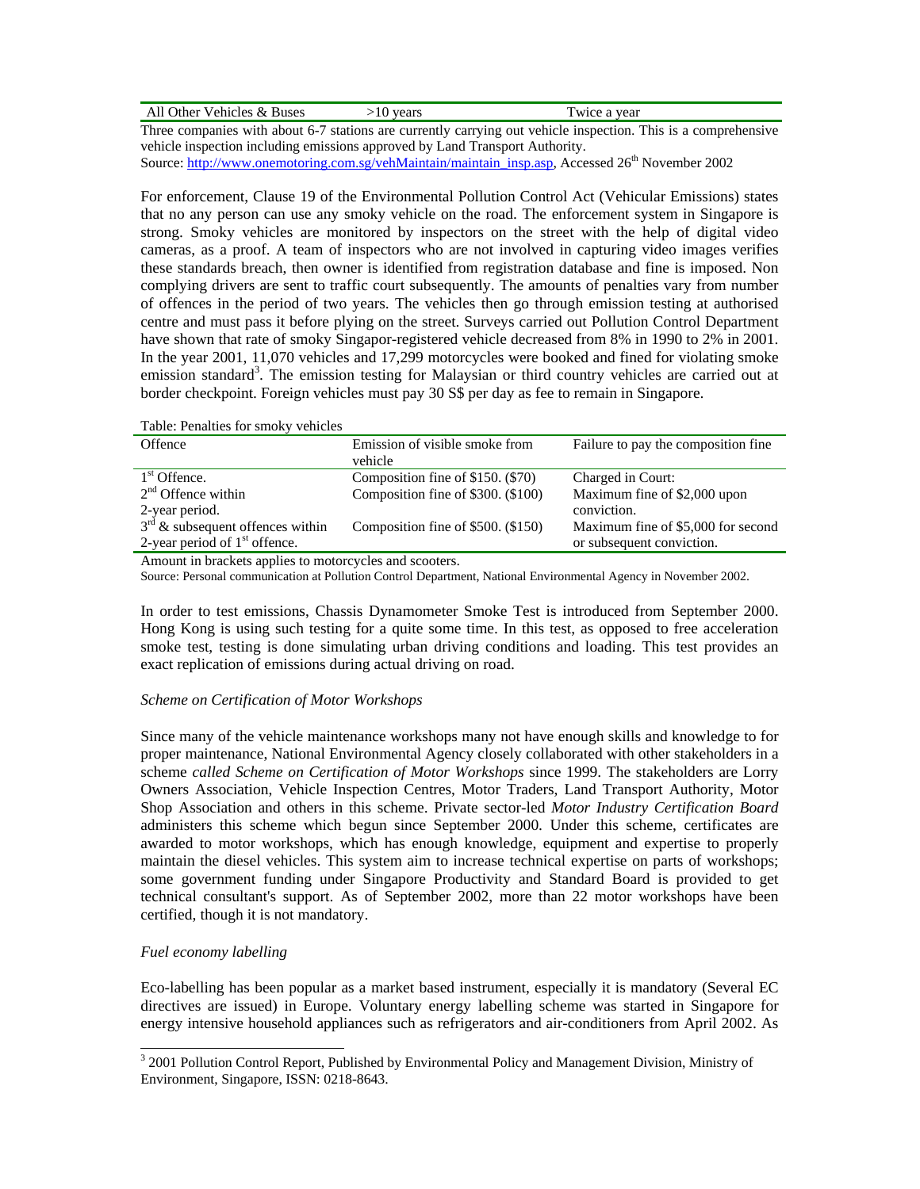| All Other Vehicles & Buses | >10 years | Twice a year |
|---|---|---|

Three companies with about 6-7 stations are currently carrying out vehicle inspection. This is a comprehensive vehicle inspection including emissions approved by Land Transport Authority.
Source: http://www.onemotoring.com.sg/vehMaintain/maintain_insp.asp, Accessed 26th November 2002

For enforcement, Clause 19 of the Environmental Pollution Control Act (Vehicular Emissions) states that no any person can use any smoky vehicle on the road. The enforcement system in Singapore is strong. Smoky vehicles are monitored by inspectors on the street with the help of digital video cameras, as a proof. A team of inspectors who are not involved in capturing video images verifies these standards breach, then owner is identified from registration database and fine is imposed. Non complying drivers are sent to traffic court subsequently. The amounts of penalties vary from number of offences in the period of two years. The vehicles then go through emission testing at authorised centre and must pass it before plying on the street. Surveys carried out Pollution Control Department have shown that rate of smoky Singapor-registered vehicle decreased from 8% in 1990 to 2% in 2001. In the year 2001, 11,070 vehicles and 17,299 motorcycles were booked and fined for violating smoke emission standard[3]. The emission testing for Malaysian or third country vehicles are carried out at border checkpoint. Foreign vehicles must pay 30 S$ per day as fee to remain in Singapore.

Table: Penalties for smoky vehicles

| Offence | Emission of visible smoke from vehicle | Failure to pay the composition fine |
|---|---|---|
| 1st Offence. | Composition fine of $150. ($70) | Charged in Court: |
| 2nd Offence within 2-year period. | Composition fine of $300. ($100) | Maximum fine of $2,000 upon conviction. |
| 3rd & subsequent offences within 2-year period of 1st offence. | Composition fine of $500. ($150) | Maximum fine of $5,000 for second or subsequent conviction. |

Amount in brackets applies to motorcycles and scooters.
Source: Personal communication at Pollution Control Department, National Environmental Agency in November 2002.

In order to test emissions, Chassis Dynamometer Smoke Test is introduced from September 2000. Hong Kong is using such testing for a quite some time. In this test, as opposed to free acceleration smoke test, testing is done simulating urban driving conditions and loading. This test provides an exact replication of emissions during actual driving on road.

*Scheme on Certification of Motor Workshops*

Since many of the vehicle maintenance workshops many not have enough skills and knowledge to for proper maintenance, National Environmental Agency closely collaborated with other stakeholders in a scheme *called Scheme on Certification of Motor Workshops* since 1999. The stakeholders are Lorry Owners Association, Vehicle Inspection Centres, Motor Traders, Land Transport Authority, Motor Shop Association and others in this scheme. Private sector-led *Motor Industry Certification Board* administers this scheme which begun since September 2000. Under this scheme, certificates are awarded to motor workshops, which has enough knowledge, equipment and expertise to properly maintain the diesel vehicles. This system aim to increase technical expertise on parts of workshops; some government funding under Singapore Productivity and Standard Board is provided to get technical consultant's support. As of September 2002, more than 22 motor workshops have been certified, though it is not mandatory.

*Fuel economy labelling*

Eco-labelling has been popular as a market based instrument, especially it is mandatory (Several EC directives are issued) in Europe. Voluntary energy labelling scheme was started in Singapore for energy intensive household appliances such as refrigerators and air-conditioners from April 2002. As

[3] 2001 Pollution Control Report, Published by Environmental Policy and Management Division, Ministry of Environment, Singapore, ISSN: 0218-8643.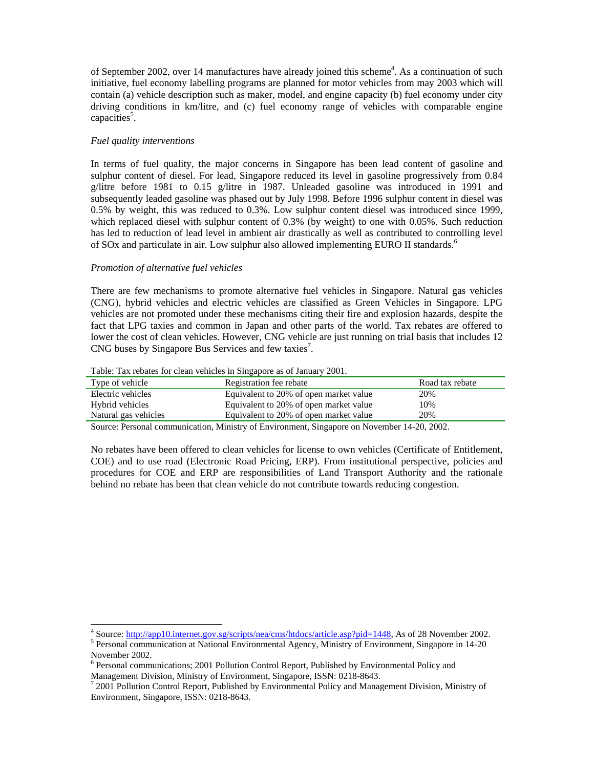of September 2002, over 14 manufactures have already joined this scheme[4]. As a continuation of such initiative, fuel economy labelling programs are planned for motor vehicles from may 2003 which will contain (a) vehicle description such as maker, model, and engine capacity (b) fuel economy under city driving conditions in km/litre, and (c) fuel economy range of vehicles with comparable engine capacities[5].

*Fuel quality interventions*

In terms of fuel quality, the major concerns in Singapore has been lead content of gasoline and sulphur content of diesel. For lead, Singapore reduced its level in gasoline progressively from 0.84 g/litre before 1981 to 0.15 g/litre in 1987. Unleaded gasoline was introduced in 1991 and subsequently leaded gasoline was phased out by July 1998. Before 1996 sulphur content in diesel was 0.5% by weight, this was reduced to 0.3%. Low sulphur content diesel was introduced since 1999, which replaced diesel with sulphur content of 0.3% (by weight) to one with 0.05%. Such reduction has led to reduction of lead level in ambient air drastically as well as contributed to controlling level of SOx and particulate in air. Low sulphur also allowed implementing EURO II standards.[6]

*Promotion of alternative fuel vehicles*

There are few mechanisms to promote alternative fuel vehicles in Singapore. Natural gas vehicles (CNG), hybrid vehicles and electric vehicles are classified as Green Vehicles in Singapore. LPG vehicles are not promoted under these mechanisms citing their fire and explosion hazards, despite the fact that LPG taxies and common in Japan and other parts of the world. Tax rebates are offered to lower the cost of clean vehicles. However, CNG vehicle are just running on trial basis that includes 12 CNG buses by Singapore Bus Services and few taxies[7].

Table: Tax rebates for clean vehicles in Singapore as of January 2001.

| Type of vehicle | Registration fee rebate | Road tax rebate |
|---|---|---|
| Electric vehicles | Equivalent to 20% of open market value | 20% |
| Hybrid vehicles | Equivalent to 20% of open market value | 10% |
| Natural gas vehicles | Equivalent to 20% of open market value | 20% |

Source: Personal communication, Ministry of Environment, Singapore on November 14-20, 2002.

No rebates have been offered to clean vehicles for license to own vehicles (Certificate of Entitlement, COE) and to use road (Electronic Road Pricing, ERP). From institutional perspective, policies and procedures for COE and ERP are responsibilities of Land Transport Authority and the rationale behind no rebate has been that clean vehicle do not contribute towards reducing congestion.

---

[4] Source: http://app10.internet.gov.sg/scripts/nea/cms/htdocs/article.asp?pid=1448, As of 28 November 2002.

[5] Personal communication at National Environmental Agency, Ministry of Environment, Singapore in 14-20 November 2002.

[6] Personal communications; 2001 Pollution Control Report, Published by Environmental Policy and Management Division, Ministry of Environment, Singapore, ISSN: 0218-8643.

[7] 2001 Pollution Control Report, Published by Environmental Policy and Management Division, Ministry of Environment, Singapore, ISSN: 0218-8643.